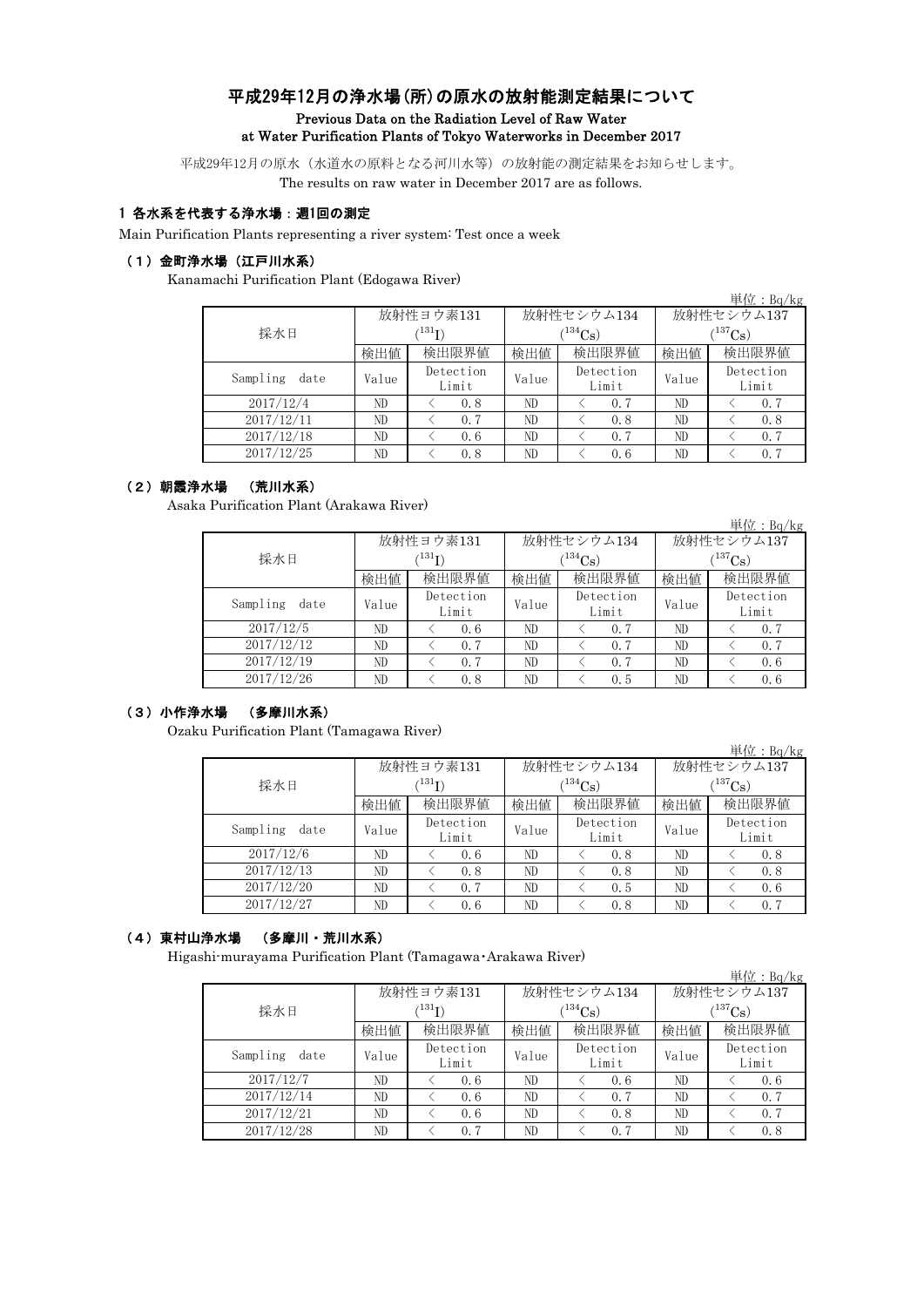# 平成29年12月の浄水場(所)の原水の放射能測定結果について

**Previous Data on the Radiation Level of Raw Water at Water Purification Plants of Tokyo Waterworks in December 2017**

平成29年12月の原水（水道水の原料となる河川水等）の放射能の測定結果をお知らせします。
The results on raw water in December 2017 are as follows.

## 1 各水系を代表する浄水場：週1回の測定

Main Purification Plants representing a river system: Test once a week

### （1）金町浄水場（江戸川水系）

Kanamachi Purification Plant (Edogawa River)

単位：Bq/kg

| 採水日 | 放射性ヨウ素131 ($^{131}I$) | | 放射性セシウム134 ($^{134}Cs$) | | 放射性セシウム137 ($^{137}Cs$) | |
|---|---|---|---|---|---|---|
| | 検出値 | 検出限界値 | 検出値 | 検出限界値 | 検出値 | 検出限界値 |
| Sampling date | Value | Detection Limit | Value | Detection Limit | Value | Detection Limit |
| 2017/12/4 | ND | ＜ 0.8 | ND | ＜ 0.7 | ND | ＜ 0.7 |
| 2017/12/11 | ND | ＜ 0.7 | ND | ＜ 0.8 | ND | ＜ 0.8 |
| 2017/12/18 | ND | ＜ 0.6 | ND | ＜ 0.7 | ND | ＜ 0.7 |
| 2017/12/25 | ND | ＜ 0.8 | ND | ＜ 0.6 | ND | ＜ 0.7 |

### （2）朝霞浄水場 （荒川水系）

Asaka Purification Plant (Arakawa River)

単位：Bq/kg

| 採水日 | 放射性ヨウ素131 ($^{131}I$) | | 放射性セシウム134 ($^{134}Cs$) | | 放射性セシウム137 ($^{137}Cs$) | |
|---|---|---|---|---|---|---|
| | 検出値 | 検出限界値 | 検出値 | 検出限界値 | 検出値 | 検出限界値 |
| Sampling date | Value | Detection Limit | Value | Detection Limit | Value | Detection Limit |
| 2017/12/5 | ND | ＜ 0.6 | ND | ＜ 0.7 | ND | ＜ 0.7 |
| 2017/12/12 | ND | ＜ 0.7 | ND | ＜ 0.7 | ND | ＜ 0.7 |
| 2017/12/19 | ND | ＜ 0.7 | ND | ＜ 0.7 | ND | ＜ 0.6 |
| 2017/12/26 | ND | ＜ 0.8 | ND | ＜ 0.5 | ND | ＜ 0.6 |

### （3）小作浄水場 （多摩川水系）

Ozaku Purification Plant (Tamagawa River)

単位：Bq/kg

| 採水日 | 放射性ヨウ素131 ($^{131}I$) | | 放射性セシウム134 ($^{134}Cs$) | | 放射性セシウム137 ($^{137}Cs$) | |
|---|---|---|---|---|---|---|
| | 検出値 | 検出限界値 | 検出値 | 検出限界値 | 検出値 | 検出限界値 |
| Sampling date | Value | Detection Limit | Value | Detection Limit | Value | Detection Limit |
| 2017/12/6 | ND | ＜ 0.6 | ND | ＜ 0.8 | ND | ＜ 0.8 |
| 2017/12/13 | ND | ＜ 0.8 | ND | ＜ 0.8 | ND | ＜ 0.8 |
| 2017/12/20 | ND | ＜ 0.7 | ND | ＜ 0.5 | ND | ＜ 0.6 |
| 2017/12/27 | ND | ＜ 0.6 | ND | ＜ 0.8 | ND | ＜ 0.7 |

### （4）東村山浄水場 （多摩川・荒川水系）

Higashi-murayama Purification Plant (Tamagawa･Arakawa River)

単位：Bq/kg

| 採水日 | 放射性ヨウ素131 ($^{131}I$) | | 放射性セシウム134 ($^{134}Cs$) | | 放射性セシウム137 ($^{137}Cs$) | |
|---|---|---|---|---|---|---|
| | 検出値 | 検出限界値 | 検出値 | 検出限界値 | 検出値 | 検出限界値 |
| Sampling date | Value | Detection Limit | Value | Detection Limit | Value | Detection Limit |
| 2017/12/7 | ND | ＜ 0.6 | ND | ＜ 0.6 | ND | ＜ 0.6 |
| 2017/12/14 | ND | ＜ 0.6 | ND | ＜ 0.7 | ND | ＜ 0.7 |
| 2017/12/21 | ND | ＜ 0.6 | ND | ＜ 0.8 | ND | ＜ 0.7 |
| 2017/12/28 | ND | ＜ 0.7 | ND | ＜ 0.7 | ND | ＜ 0.8 |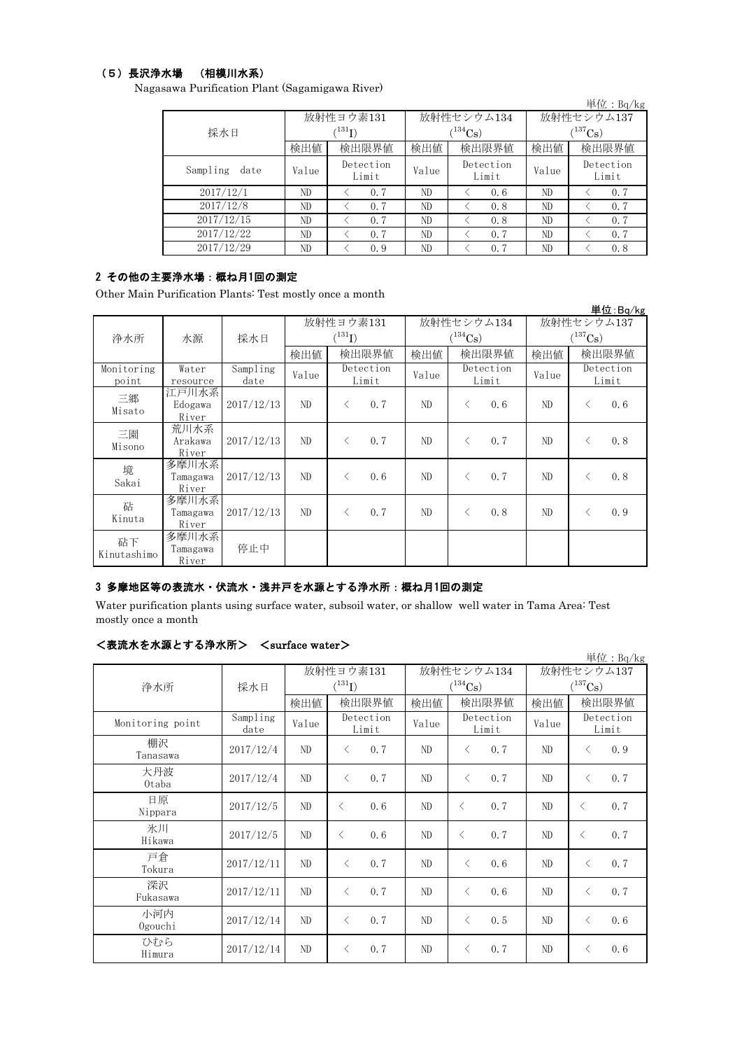### （5）長沢浄水場　（相模川水系）

Nagasawa Purification Plant (Sagamigawa River)

単位：Bq/kg

| 採水日 | 放射性ヨウ素131 ($^{131}I$) | | 放射性セシウム134 ($^{134}Cs$) | | 放射性セシウム137 ($^{137}Cs$) | |
|---|---|---|---|---|---|---|
| | 検出値 | 検出限界値 | 検出値 | 検出限界値 | 検出値 | 検出限界値 |
| Sampling date | Value | Detection Limit | Value | Detection Limit | Value | Detection Limit |
| 2017/12/1 | ND | ＜ 0.7 | ND | ＜ 0.6 | ND | ＜ 0.7 |
| 2017/12/8 | ND | ＜ 0.7 | ND | ＜ 0.8 | ND | ＜ 0.7 |
| 2017/12/15 | ND | ＜ 0.7 | ND | ＜ 0.8 | ND | ＜ 0.7 |
| 2017/12/22 | ND | ＜ 0.7 | ND | ＜ 0.7 | ND | ＜ 0.7 |
| 2017/12/29 | ND | ＜ 0.9 | ND | ＜ 0.7 | ND | ＜ 0.8 |

### 2 その他の主要浄水場：概ね月1回の測定

Other Main Purification Plants: Test mostly once a month

単位:Bq/kg

| 浄水所 | 水源 | 採水日 | 放射性ヨウ素131 ($^{131}I$) | | 放射性セシウム134 ($^{134}Cs$) | | 放射性セシウム137 ($^{137}Cs$) | |
|---|---|---|---|---|---|---|---|---|
| | | | 検出値 | 検出限界値 | 検出値 | 検出限界値 | 検出値 | 検出限界値 |
| Monitoring point | Water resource | Sampling date | Value | Detection Limit | Value | Detection Limit | Value | Detection Limit |
| 三郷 Misato | 江戸川水系 Edogawa River | 2017/12/13 | ND | ＜ 0.7 | ND | ＜ 0.6 | ND | ＜ 0.6 |
| 三園 Misono | 荒川水系 Arakawa River | 2017/12/13 | ND | ＜ 0.7 | ND | ＜ 0.7 | ND | ＜ 0.8 |
| 境 Sakai | 多摩川水系 Tamagawa River | 2017/12/13 | ND | ＜ 0.6 | ND | ＜ 0.7 | ND | ＜ 0.8 |
| 砧 Kinuta | 多摩川水系 Tamagawa River | 2017/12/13 | ND | ＜ 0.7 | ND | ＜ 0.8 | ND | ＜ 0.9 |
| 砧下 Kinutashimo | 多摩川水系 Tamagawa River | 停止中 | | | | | | |

### 3 多摩地区等の表流水・伏流水・浅井戸を水源とする浄水所：概ね月1回の測定

Water purification plants using surface water, subsoil water, or shallow well water in Tama Area: Test mostly once a month

#### ＜表流水を水源とする浄水所＞　＜surface water＞

単位：Bq/kg

| 浄水所 | 採水日 | 放射性ヨウ素131 ($^{131}I$) | | 放射性セシウム134 ($^{134}Cs$) | | 放射性セシウム137 ($^{137}Cs$) | |
|---|---|---|---|---|---|---|---|
| | | 検出値 | 検出限界値 | 検出値 | 検出限界値 | 検出値 | 検出限界値 |
| Monitoring point | Sampling date | Value | Detection Limit | Value | Detection Limit | Value | Detection Limit |
| 棚沢 Tanasawa | 2017/12/4 | ND | ＜ 0.7 | ND | ＜ 0.7 | ND | ＜ 0.9 |
| 大丹波 Otaba | 2017/12/4 | ND | ＜ 0.7 | ND | ＜ 0.7 | ND | ＜ 0.7 |
| 日原 Nippara | 2017/12/5 | ND | ＜ 0.6 | ND | ＜ 0.7 | ND | ＜ 0.7 |
| 氷川 Hikawa | 2017/12/5 | ND | ＜ 0.6 | ND | ＜ 0.7 | ND | ＜ 0.7 |
| 戸倉 Tokura | 2017/12/11 | ND | ＜ 0.7 | ND | ＜ 0.6 | ND | ＜ 0.7 |
| 深沢 Fukasawa | 2017/12/11 | ND | ＜ 0.7 | ND | ＜ 0.6 | ND | ＜ 0.7 |
| 小河内 Ogouchi | 2017/12/14 | ND | ＜ 0.7 | ND | ＜ 0.5 | ND | ＜ 0.6 |
| ひむら Himura | 2017/12/14 | ND | ＜ 0.7 | ND | ＜ 0.7 | ND | ＜ 0.6 |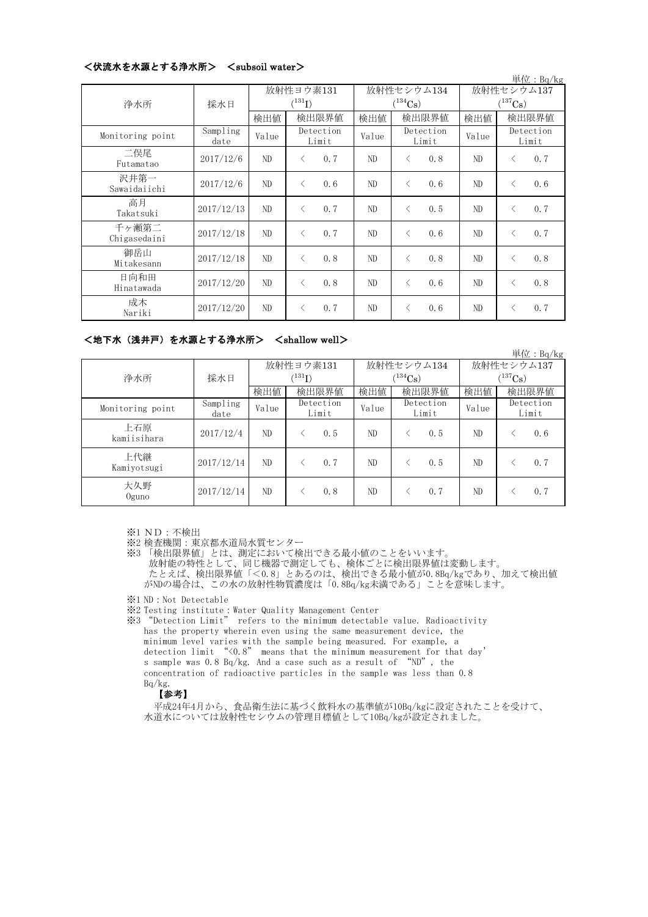## ＜伏流水を水源とする浄水所＞　＜subsoil water＞

単位：Bq/kg

| 浄水所 | 採水日 | 放射性ヨウ素131 ($^{131}$I) | | 放射性セシウム134 ($^{134}$Cs) | | 放射性セシウム137 ($^{137}$Cs) | |
|---|---|---|---|---|---|---|---|
| | | 検出値 | 検出限界値 | 検出値 | 検出限界値 | 検出値 | 検出限界値 |
| Monitoring point | Sampling date | Value | Detection Limit | Value | Detection Limit | Value | Detection Limit |
| 二俣尾 Futamatao | 2017/12/6 | ND | ＜ 0.7 | ND | ＜ 0.8 | ND | ＜ 0.7 |
| 沢井第一 Sawaidaiichi | 2017/12/6 | ND | ＜ 0.6 | ND | ＜ 0.6 | ND | ＜ 0.6 |
| 高月 Takatsuki | 2017/12/13 | ND | ＜ 0.7 | ND | ＜ 0.5 | ND | ＜ 0.7 |
| 千ヶ瀬第二 Chigasedaini | 2017/12/18 | ND | ＜ 0.7 | ND | ＜ 0.6 | ND | ＜ 0.7 |
| 御岳山 Mitakesann | 2017/12/18 | ND | ＜ 0.8 | ND | ＜ 0.8 | ND | ＜ 0.8 |
| 日向和田 Hinatawada | 2017/12/20 | ND | ＜ 0.8 | ND | ＜ 0.6 | ND | ＜ 0.8 |
| 成木 Nariki | 2017/12/20 | ND | ＜ 0.7 | ND | ＜ 0.6 | ND | ＜ 0.7 |

## ＜地下水（浅井戸）を水源とする浄水所＞　＜shallow well＞

単位：Bq/kg

| 浄水所 | 採水日 | 放射性ヨウ素131 ($^{131}$I) | | 放射性セシウム134 ($^{134}$Cs) | | 放射性セシウム137 ($^{137}$Cs) | |
|---|---|---|---|---|---|---|---|
| | | 検出値 | 検出限界値 | 検出値 | 検出限界値 | 検出値 | 検出限界値 |
| Monitoring point | Sampling date | Value | Detection Limit | Value | Detection Limit | Value | Detection Limit |
| 上石原 kamiisihara | 2017/12/4 | ND | ＜ 0.5 | ND | ＜ 0.5 | ND | ＜ 0.6 |
| 上代継 Kamiyotsugi | 2017/12/14 | ND | ＜ 0.7 | ND | ＜ 0.5 | ND | ＜ 0.7 |
| 大久野 Oguno | 2017/12/14 | ND | ＜ 0.8 | ND | ＜ 0.7 | ND | ＜ 0.7 |

※1 ＮＤ：不検出
※2 検査機関：東京都水道局水質センター
※3 「検出限界値」とは、測定において検出できる最小値のことをいいます。
放射能の特性として、同じ機器で測定しても、検体ごとに検出限界値は変動します。
たとえば、検出限界値「＜0.8」とあるのは、検出できる最小値が0.8Bq/kgであり、加えて検出値がNDの場合は、この水の放射性物質濃度は「0.8Bq/kg未満である」ことを意味します。

※1 ND：Not Detectable
※2 Testing institute：Water Quality Management Center
※3 "Detection Limit" refers to the minimum detectable value. Radioactivity has the property wherein even using the same measurement device, the minimum level varies with the sample being measured. For example, a detection limit "<0.8" means that the minimum measurement for that day's sample was 0.8 Bq/kg. And a case such as a result of "ND", the concentration of radioactive particles in the sample was less than 0.8 Bq/kg.

【参考】
平成24年4月から、食品衛生法に基づく飲料水の基準値が10Bq/kgに設定されたことを受けて、水道水については放射性セシウムの管理目標値として10Bq/kgが設定されました。